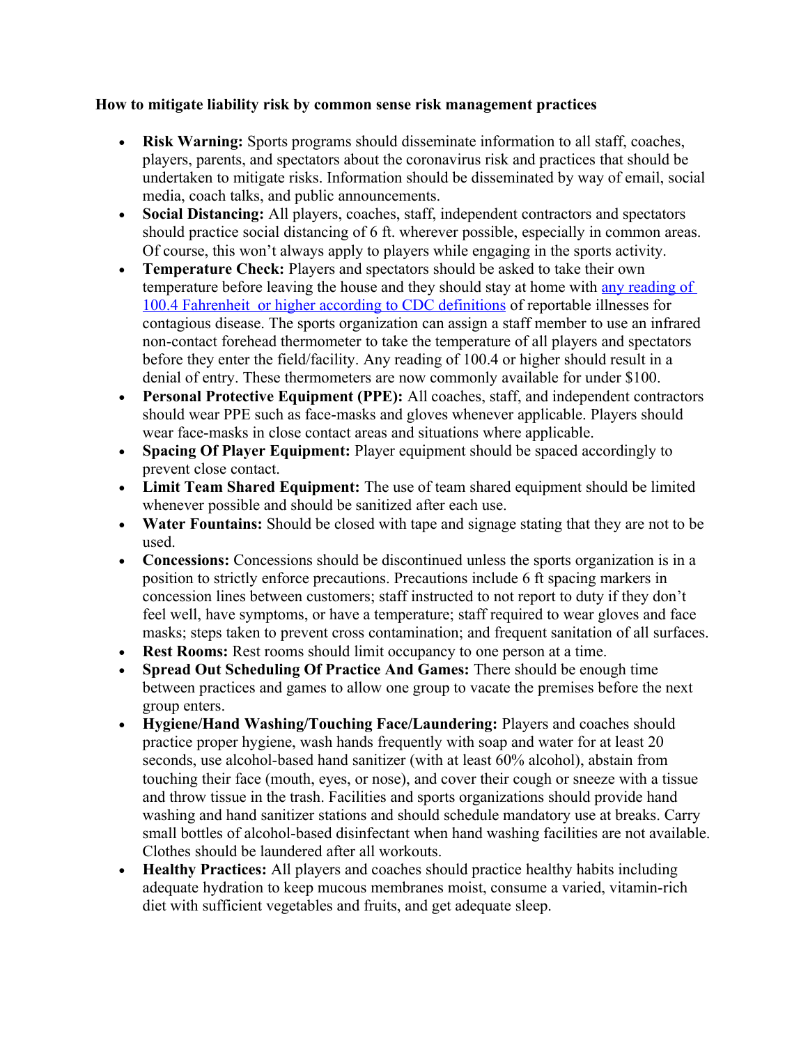**How to mitigate liability risk by common sense risk management practices**

- **Risk Warning:** Sports programs should disseminate information to all staff, coaches, players, parents, and spectators about the coronavirus risk and practices that should be undertaken to mitigate risks. Information should be disseminated by way of email, social media, coach talks, and public announcements.
- **Social Distancing:** All players, coaches, staff, independent contractors and spectators should practice social distancing of 6 ft. wherever possible, especially in common areas. Of course, this won't always apply to players while engaging in the sports activity.
- **Temperature Check:** Players and spectators should be asked to take their own temperature before leaving the house and they should stay at home with any reading of 100.4 Fahrenheit or higher according to CDC definitions of reportable illnesses for contagious disease. The sports organization can assign a staff member to use an infrared non-contact forehead thermometer to take the temperature of all players and spectators before they enter the field/facility. Any reading of 100.4 or higher should result in a denial of entry. These thermometers are now commonly available for under $100.
- **Personal Protective Equipment (PPE):** All coaches, staff, and independent contractors should wear PPE such as face-masks and gloves whenever applicable. Players should wear face-masks in close contact areas and situations where applicable.
- **Spacing Of Player Equipment:** Player equipment should be spaced accordingly to prevent close contact.
- **Limit Team Shared Equipment:** The use of team shared equipment should be limited whenever possible and should be sanitized after each use.
- **Water Fountains:** Should be closed with tape and signage stating that they are not to be used.
- **Concessions:** Concessions should be discontinued unless the sports organization is in a position to strictly enforce precautions. Precautions include 6 ft spacing markers in concession lines between customers; staff instructed to not report to duty if they don't feel well, have symptoms, or have a temperature; staff required to wear gloves and face masks; steps taken to prevent cross contamination; and frequent sanitation of all surfaces.
- **Rest Rooms:** Rest rooms should limit occupancy to one person at a time.
- **Spread Out Scheduling Of Practice And Games:** There should be enough time between practices and games to allow one group to vacate the premises before the next group enters.
- **Hygiene/Hand Washing/Touching Face/Laundering:** Players and coaches should practice proper hygiene, wash hands frequently with soap and water for at least 20 seconds, use alcohol-based hand sanitizer (with at least 60% alcohol), abstain from touching their face (mouth, eyes, or nose), and cover their cough or sneeze with a tissue and throw tissue in the trash. Facilities and sports organizations should provide hand washing and hand sanitizer stations and should schedule mandatory use at breaks. Carry small bottles of alcohol-based disinfectant when hand washing facilities are not available. Clothes should be laundered after all workouts.
- **Healthy Practices:** All players and coaches should practice healthy habits including adequate hydration to keep mucous membranes moist, consume a varied, vitamin-rich diet with sufficient vegetables and fruits, and get adequate sleep.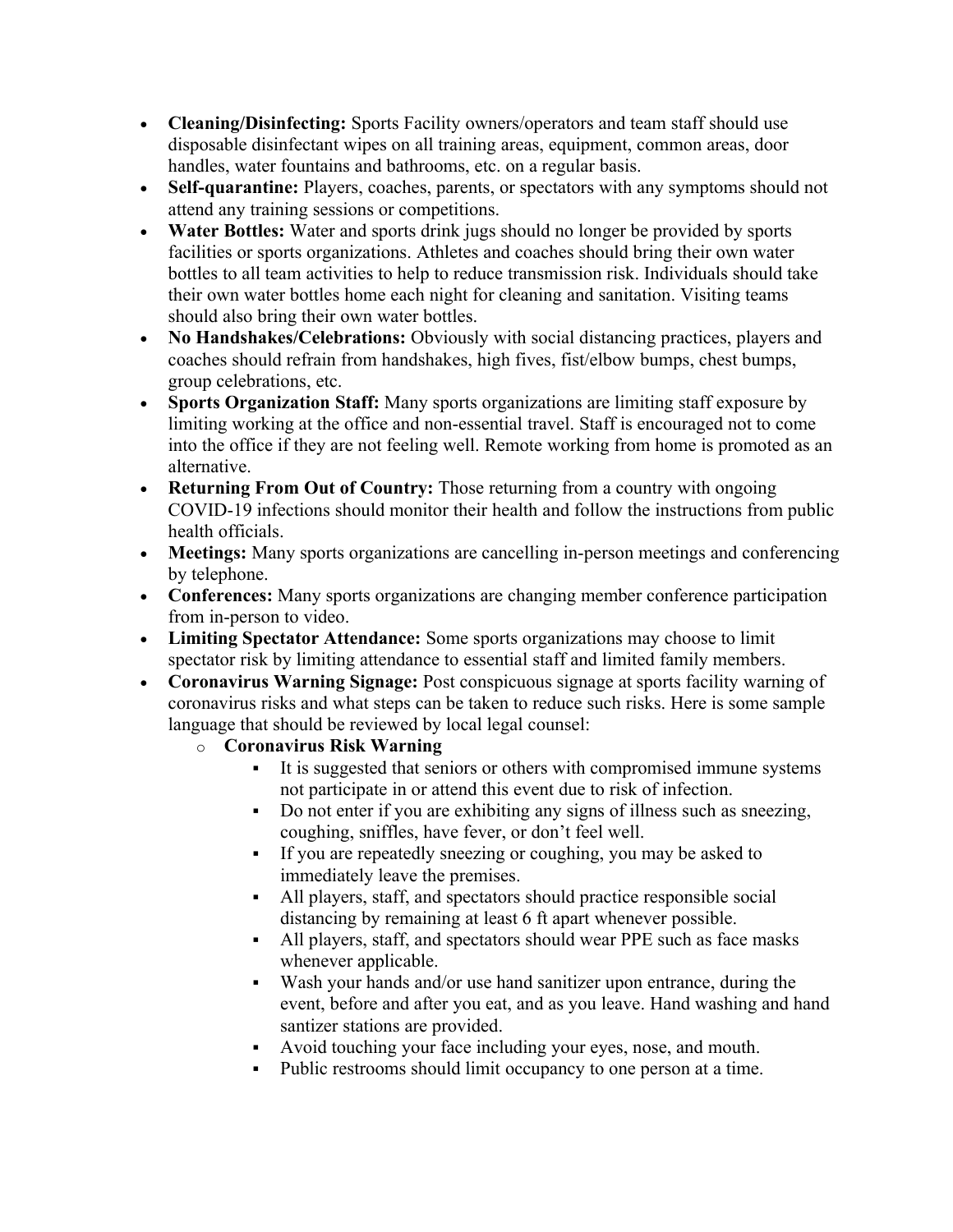- **Cleaning/Disinfecting:** Sports Facility owners/operators and team staff should use disposable disinfectant wipes on all training areas, equipment, common areas, door handles, water fountains and bathrooms, etc. on a regular basis.
- **Self-quarantine:** Players, coaches, parents, or spectators with any symptoms should not attend any training sessions or competitions.
- **Water Bottles:** Water and sports drink jugs should no longer be provided by sports facilities or sports organizations. Athletes and coaches should bring their own water bottles to all team activities to help to reduce transmission risk. Individuals should take their own water bottles home each night for cleaning and sanitation. Visiting teams should also bring their own water bottles.
- **No Handshakes/Celebrations:** Obviously with social distancing practices, players and coaches should refrain from handshakes, high fives, fist/elbow bumps, chest bumps, group celebrations, etc.
- **Sports Organization Staff:** Many sports organizations are limiting staff exposure by limiting working at the office and non-essential travel. Staff is encouraged not to come into the office if they are not feeling well. Remote working from home is promoted as an alternative.
- **Returning From Out of Country:** Those returning from a country with ongoing COVID-19 infections should monitor their health and follow the instructions from public health officials.
- **Meetings:** Many sports organizations are cancelling in-person meetings and conferencing by telephone.
- **Conferences:** Many sports organizations are changing member conference participation from in-person to video.
- **Limiting Spectator Attendance:** Some sports organizations may choose to limit spectator risk by limiting attendance to essential staff and limited family members.
- **Coronavirus Warning Signage:** Post conspicuous signage at sports facility warning of coronavirus risks and what steps can be taken to reduce such risks. Here is some sample language that should be reviewed by local legal counsel:
  - **Coronavirus Risk Warning**
    - It is suggested that seniors or others with compromised immune systems not participate in or attend this event due to risk of infection.
    - Do not enter if you are exhibiting any signs of illness such as sneezing, coughing, sniffles, have fever, or don't feel well.
    - If you are repeatedly sneezing or coughing, you may be asked to immediately leave the premises.
    - All players, staff, and spectators should practice responsible social distancing by remaining at least 6 ft apart whenever possible.
    - All players, staff, and spectators should wear PPE such as face masks whenever applicable.
    - Wash your hands and/or use hand sanitizer upon entrance, during the event, before and after you eat, and as you leave. Hand washing and hand santizer stations are provided.
    - Avoid touching your face including your eyes, nose, and mouth.
    - Public restrooms should limit occupancy to one person at a time.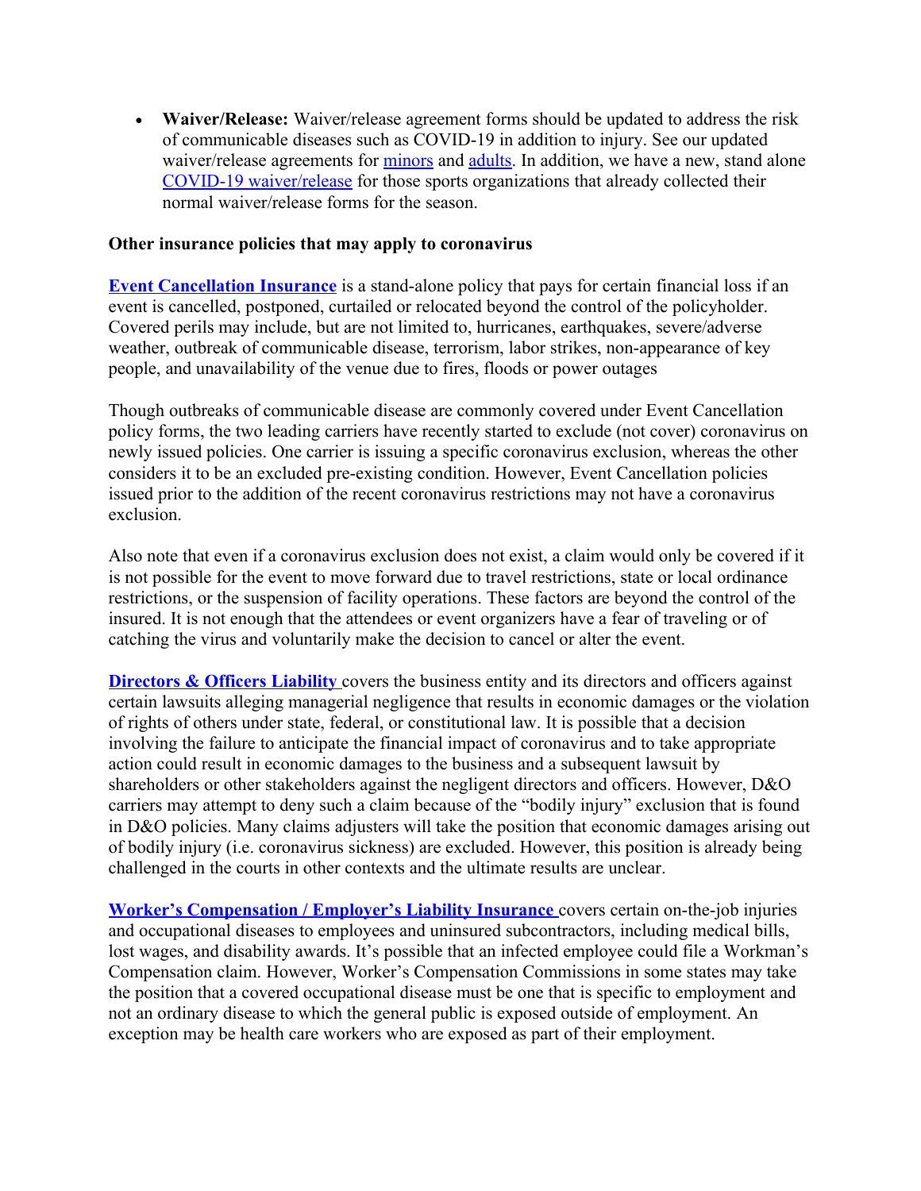- **Waiver/Release:** Waiver/release agreement forms should be updated to address the risk of communicable diseases such as COVID-19 in addition to injury. See our updated waiver/release agreements for minors and adults. In addition, we have a new, stand alone COVID-19 waiver/release for those sports organizations that already collected their normal waiver/release forms for the season.

**Other insurance policies that may apply to coronavirus**

**Event Cancellation Insurance** is a stand-alone policy that pays for certain financial loss if an event is cancelled, postponed, curtailed or relocated beyond the control of the policyholder. Covered perils may include, but are not limited to, hurricanes, earthquakes, severe/adverse weather, outbreak of communicable disease, terrorism, labor strikes, non-appearance of key people, and unavailability of the venue due to fires, floods or power outages

Though outbreaks of communicable disease are commonly covered under Event Cancellation policy forms, the two leading carriers have recently started to exclude (not cover) coronavirus on newly issued policies. One carrier is issuing a specific coronavirus exclusion, whereas the other considers it to be an excluded pre-existing condition. However, Event Cancellation policies issued prior to the addition of the recent coronavirus restrictions may not have a coronavirus exclusion.

Also note that even if a coronavirus exclusion does not exist, a claim would only be covered if it is not possible for the event to move forward due to travel restrictions, state or local ordinance restrictions, or the suspension of facility operations. These factors are beyond the control of the insured. It is not enough that the attendees or event organizers have a fear of traveling or of catching the virus and voluntarily make the decision to cancel or alter the event.

**Directors & Officers Liability** covers the business entity and its directors and officers against certain lawsuits alleging managerial negligence that results in economic damages or the violation of rights of others under state, federal, or constitutional law. It is possible that a decision involving the failure to anticipate the financial impact of coronavirus and to take appropriate action could result in economic damages to the business and a subsequent lawsuit by shareholders or other stakeholders against the negligent directors and officers. However, D&O carriers may attempt to deny such a claim because of the "bodily injury" exclusion that is found in D&O policies. Many claims adjusters will take the position that economic damages arising out of bodily injury (i.e. coronavirus sickness) are excluded. However, this position is already being challenged in the courts in other contexts and the ultimate results are unclear.

**Worker's Compensation / Employer's Liability Insurance** covers certain on-the-job injuries and occupational diseases to employees and uninsured subcontractors, including medical bills, lost wages, and disability awards. It's possible that an infected employee could file a Workman's Compensation claim. However, Worker's Compensation Commissions in some states may take the position that a covered occupational disease must be one that is specific to employment and not an ordinary disease to which the general public is exposed outside of employment. An exception may be health care workers who are exposed as part of their employment.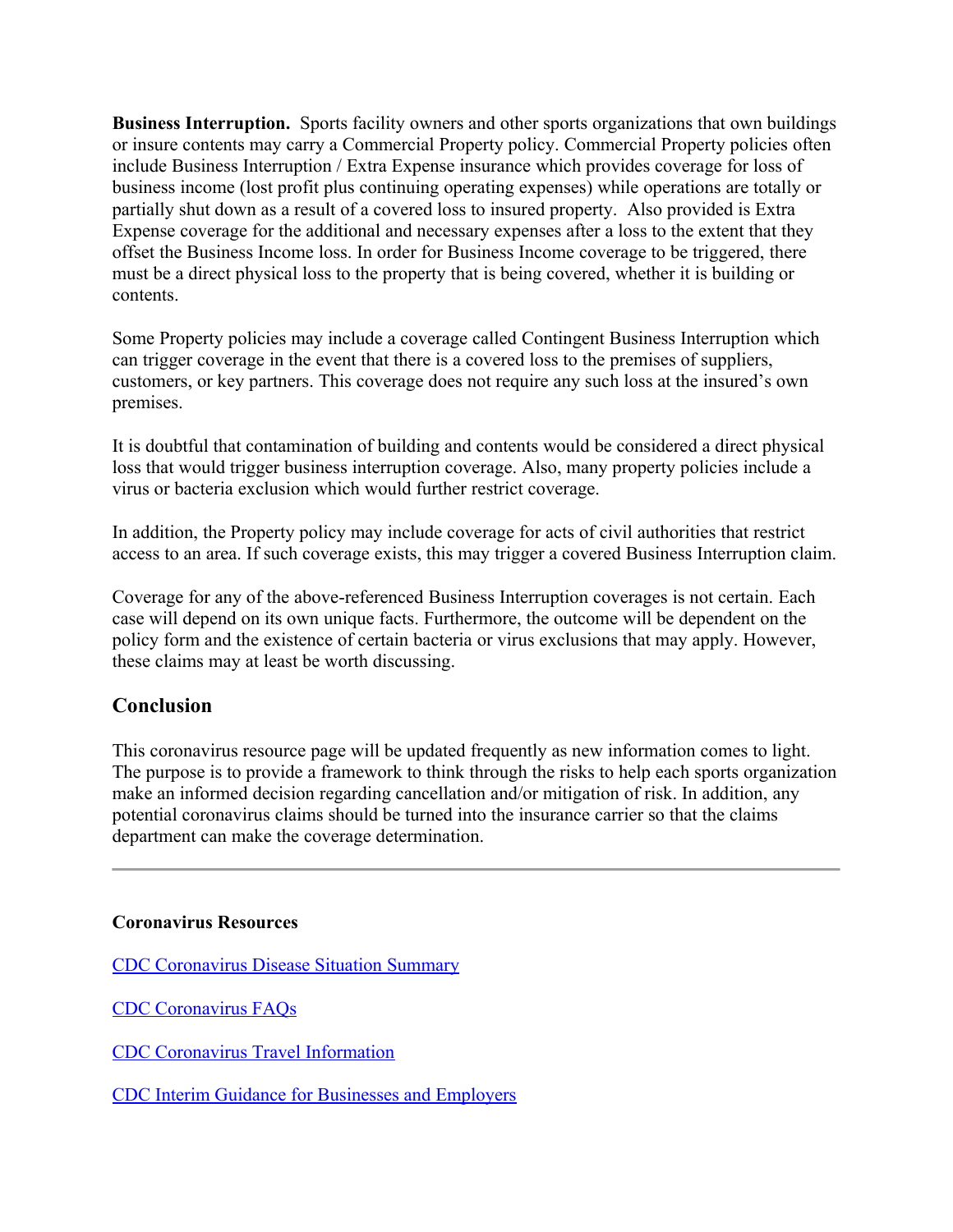**Business Interruption.** Sports facility owners and other sports organizations that own buildings or insure contents may carry a Commercial Property policy. Commercial Property policies often include Business Interruption / Extra Expense insurance which provides coverage for loss of business income (lost profit plus continuing operating expenses) while operations are totally or partially shut down as a result of a covered loss to insured property. Also provided is Extra Expense coverage for the additional and necessary expenses after a loss to the extent that they offset the Business Income loss. In order for Business Income coverage to be triggered, there must be a direct physical loss to the property that is being covered, whether it is building or contents.

Some Property policies may include a coverage called Contingent Business Interruption which can trigger coverage in the event that there is a covered loss to the premises of suppliers, customers, or key partners. This coverage does not require any such loss at the insured's own premises.

It is doubtful that contamination of building and contents would be considered a direct physical loss that would trigger business interruption coverage. Also, many property policies include a virus or bacteria exclusion which would further restrict coverage.

In addition, the Property policy may include coverage for acts of civil authorities that restrict access to an area. If such coverage exists, this may trigger a covered Business Interruption claim.

Coverage for any of the above-referenced Business Interruption coverages is not certain. Each case will depend on its own unique facts. Furthermore, the outcome will be dependent on the policy form and the existence of certain bacteria or virus exclusions that may apply. However, these claims may at least be worth discussing.

## Conclusion

This coronavirus resource page will be updated frequently as new information comes to light. The purpose is to provide a framework to think through the risks to help each sports organization make an informed decision regarding cancellation and/or mitigation of risk. In addition, any potential coronavirus claims should be turned into the insurance carrier so that the claims department can make the coverage determination.

---

**Coronavirus Resources**

CDC Coronavirus Disease Situation Summary

CDC Coronavirus FAQs

CDC Coronavirus Travel Information

CDC Interim Guidance for Businesses and Employers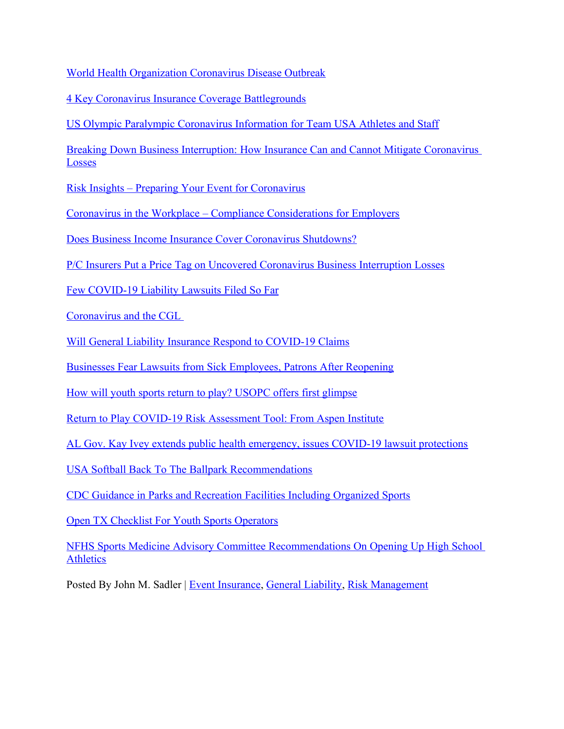World Health Organization Coronavirus Disease Outbreak

4 Key Coronavirus Insurance Coverage Battlegrounds

US Olympic Paralympic Coronavirus Information for Team USA Athletes and Staff

Breaking Down Business Interruption: How Insurance Can and Cannot Mitigate Coronavirus Losses

Risk Insights – Preparing Your Event for Coronavirus

Coronavirus in the Workplace – Compliance Considerations for Employers

Does Business Income Insurance Cover Coronavirus Shutdowns?

P/C Insurers Put a Price Tag on Uncovered Coronavirus Business Interruption Losses

Few COVID-19 Liability Lawsuits Filed So Far

Coronavirus and the CGL

Will General Liability Insurance Respond to COVID-19 Claims

Businesses Fear Lawsuits from Sick Employees, Patrons After Reopening

How will youth sports return to play? USOPC offers first glimpse

Return to Play COVID-19 Risk Assessment Tool: From Aspen Institute

AL Gov. Kay Ivey extends public health emergency, issues COVID-19 lawsuit protections

USA Softball Back To The Ballpark Recommendations

CDC Guidance in Parks and Recreation Facilities Including Organized Sports

Open TX Checklist For Youth Sports Operators

NFHS Sports Medicine Advisory Committee Recommendations On Opening Up High School Athletics

Posted By John M. Sadler | Event Insurance, General Liability, Risk Management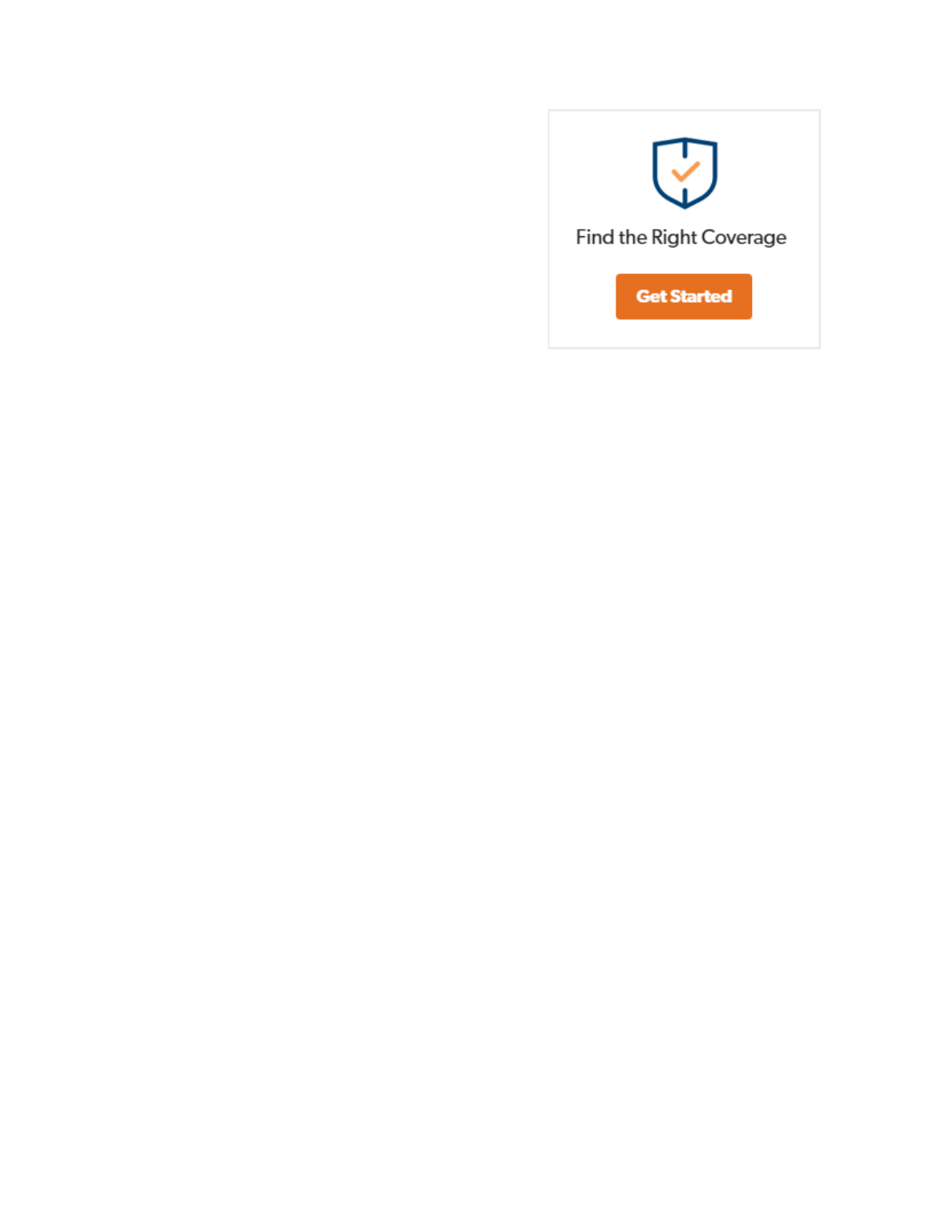Find the Right Coverage

Get Started